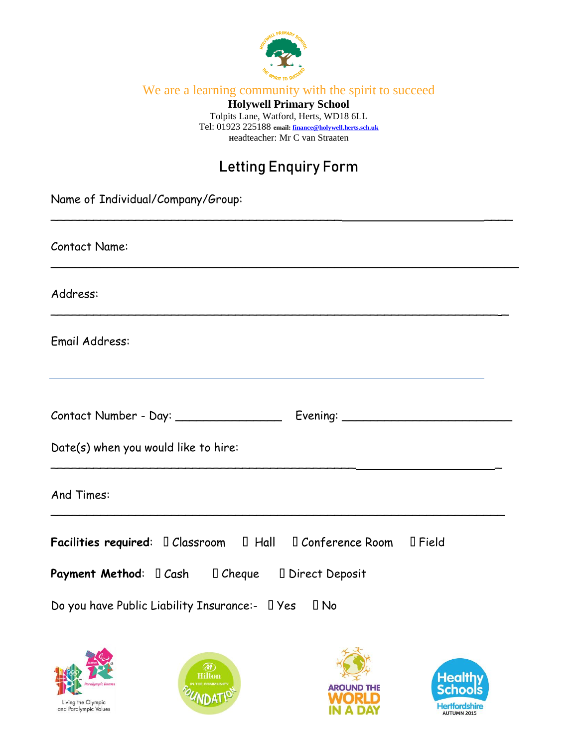We are a learning community with the spirit to succeed

**Holywell Primary School**

Tolpits Lane, Watford, Herts, WD18 6LL

Tel: 01923 225188 **email: finance@holywell.herts.sch.uk**

Headteacher: Mr C van Straaten

# Letting Enquiry Form

Name of Individual/Company/Group:

_______________________________________________________________

Contact Name:

_______________________________________________________________

Address:

_______________________________________________________________

Email Address:

_______________________________________________________________

Contact Number - Day: _______________ Evening: ______________________

Date(s) when you would like to hire:

_______________________________________________________________

And Times:

_______________________________________________________________

**Facilities required**: ☐ Classroom ☐ Hall ☐ Conference Room ☐ Field

**Payment Method**: ☐ Cash ☐ Cheque ☐ Direct Deposit

Do you have Public Liability Insurance:- ☐ Yes ☐ No

Living the Olympic and Paralympic Values

Hilton in the Community Foundation

Around the World in a Day

Healthy Schools Hertfordshire Autumn 2015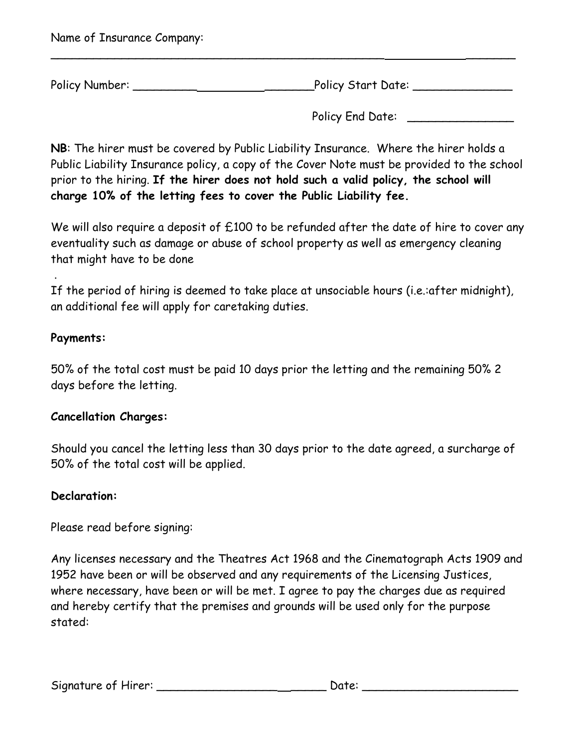Name of Insurance Company:

_______________________________________________________________

Policy Number: ____________________________Policy Start Date: ______________

Policy End Date: _______________

**NB**: The hirer must be covered by Public Liability Insurance. Where the hirer holds a Public Liability Insurance policy, a copy of the Cover Note must be provided to the school prior to the hiring. **If the hirer does not hold such a valid policy, the school will charge 10% of the letting fees to cover the Public Liability fee.**

We will also require a deposit of £100 to be refunded after the date of hire to cover any eventuality such as damage or abuse of school property as well as emergency cleaning that might have to be done

.

If the period of hiring is deemed to take place at unsociable hours (i.e.:after midnight), an additional fee will apply for caretaking duties.

**Payments:**

50% of the total cost must be paid 10 days prior the letting and the remaining 50% 2 days before the letting.

**Cancellation Charges:**

Should you cancel the letting less than 30 days prior to the date agreed, a surcharge of 50% of the total cost will be applied.

**Declaration:**

Please read before signing:

Any licenses necessary and the Theatres Act 1968 and the Cinematograph Acts 1909 and 1952 have been or will be observed and any requirements of the Licensing Justices, where necessary, have been or will be met. I agree to pay the charges due as required and hereby certify that the premises and grounds will be used only for the purpose stated:

Signature of Hirer: __________________________ Date: ______________________